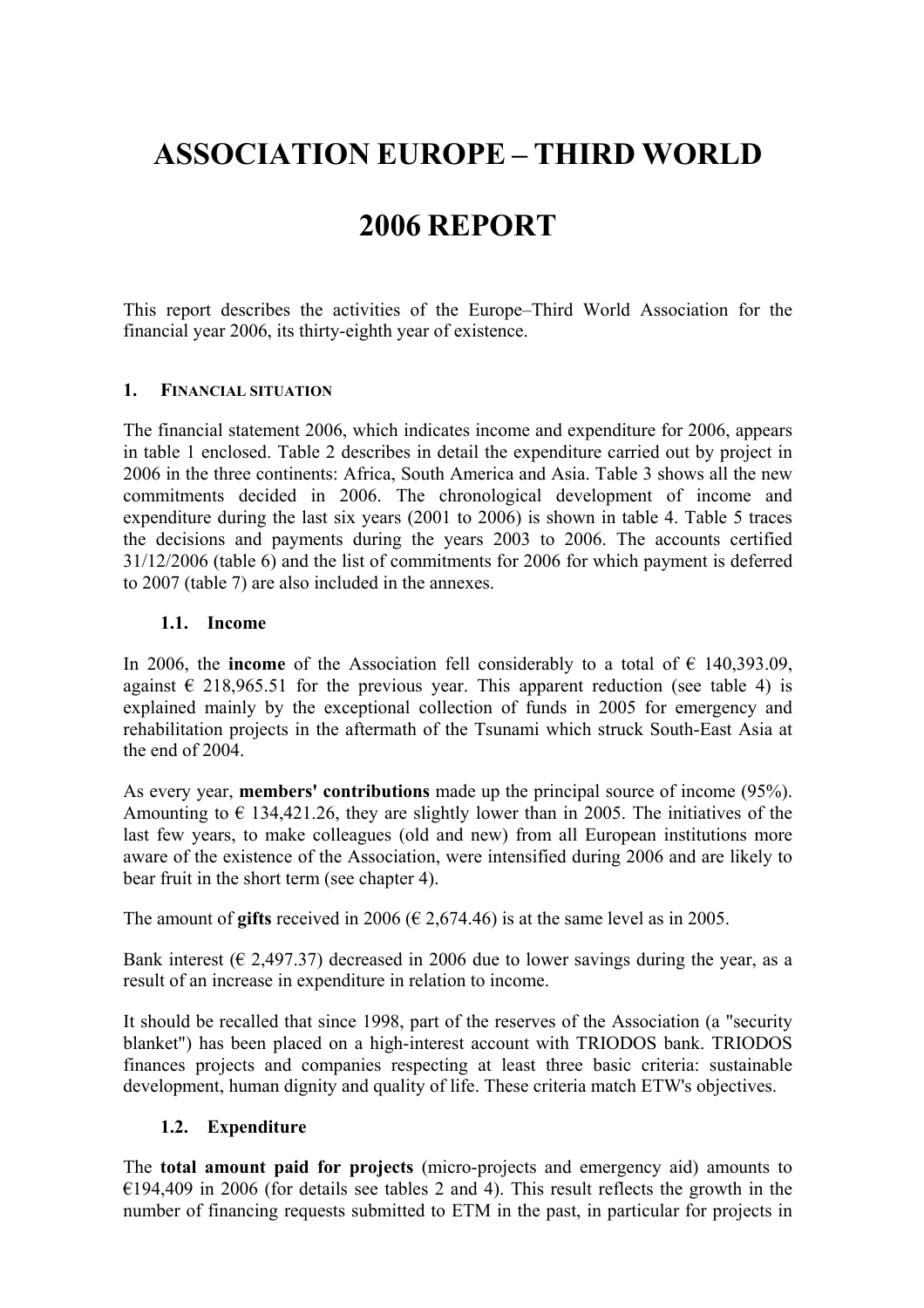# ASSOCIATION EUROPE – THIRD WORLD

# 2006 REPORT

This report describes the activities of the Europe–Third World Association for the financial year 2006, its thirty-eighth year of existence.

## 1. FINANCIAL SITUATION

The financial statement 2006, which indicates income and expenditure for 2006, appears in table 1 enclosed. Table 2 describes in detail the expenditure carried out by project in 2006 in the three continents: Africa, South America and Asia. Table 3 shows all the new commitments decided in 2006. The chronological development of income and expenditure during the last six years (2001 to 2006) is shown in table 4. Table 5 traces the decisions and payments during the years 2003 to 2006. The accounts certified 31/12/2006 (table 6) and the list of commitments for 2006 for which payment is deferred to 2007 (table 7) are also included in the annexes.

### 1.1. Income

In 2006, the **income** of the Association fell considerably to a total of € 140,393.09, against € 218,965.51 for the previous year. This apparent reduction (see table 4) is explained mainly by the exceptional collection of funds in 2005 for emergency and rehabilitation projects in the aftermath of the Tsunami which struck South-East Asia at the end of 2004.

As every year, **members' contributions** made up the principal source of income (95%). Amounting to € 134,421.26, they are slightly lower than in 2005. The initiatives of the last few years, to make colleagues (old and new) from all European institutions more aware of the existence of the Association, were intensified during 2006 and are likely to bear fruit in the short term (see chapter 4).

The amount of **gifts** received in 2006 (€ 2,674.46) is at the same level as in 2005.

Bank interest (€ 2,497.37) decreased in 2006 due to lower savings during the year, as a result of an increase in expenditure in relation to income.

It should be recalled that since 1998, part of the reserves of the Association (a "security blanket") has been placed on a high-interest account with TRIODOS bank. TRIODOS finances projects and companies respecting at least three basic criteria: sustainable development, human dignity and quality of life. These criteria match ETW's objectives.

### 1.2. Expenditure

The **total amount paid for projects** (micro-projects and emergency aid) amounts to €194,409 in 2006 (for details see tables 2 and 4). This result reflects the growth in the number of financing requests submitted to ETM in the past, in particular for projects in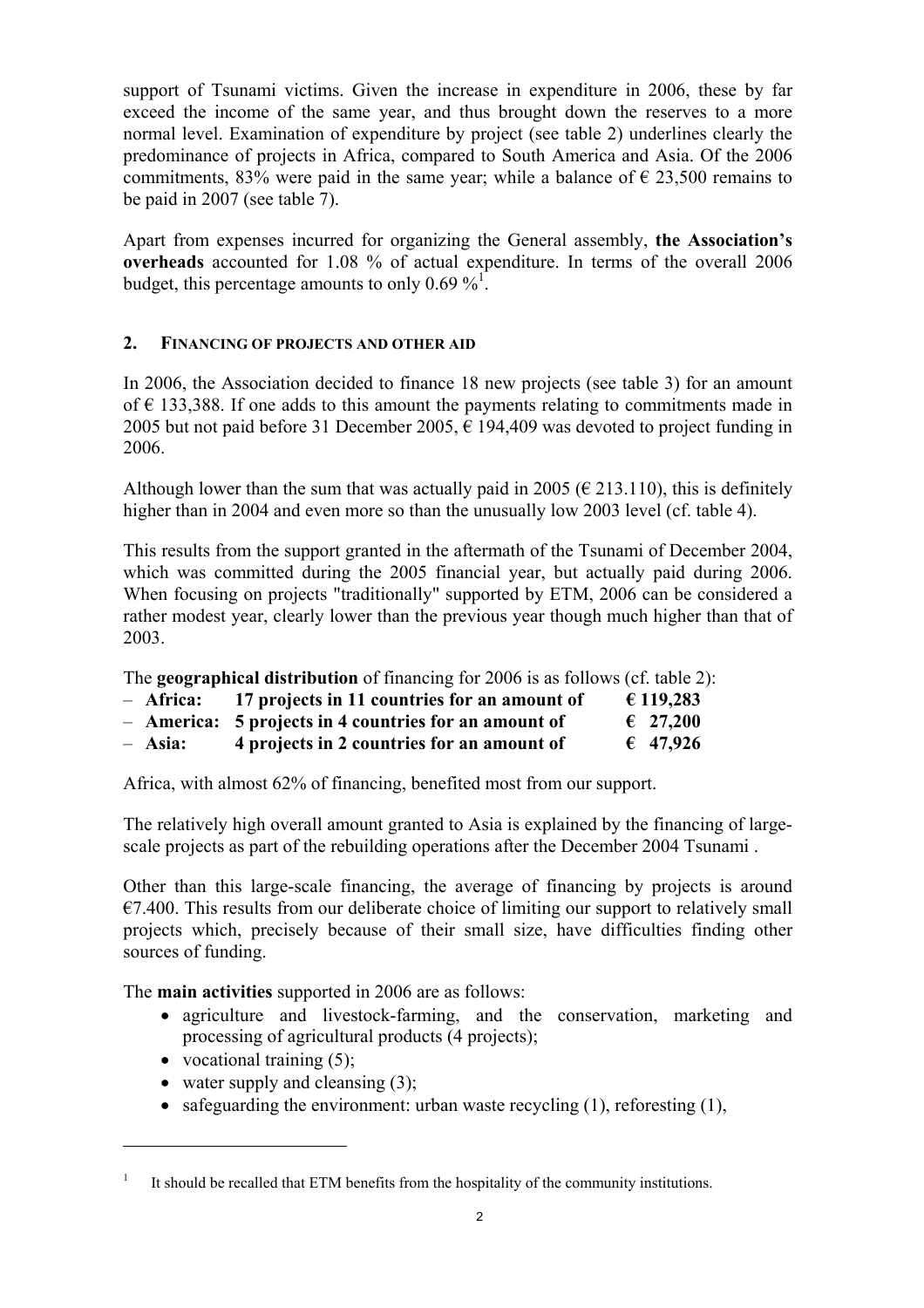support of Tsunami victims. Given the increase in expenditure in 2006, these by far exceed the income of the same year, and thus brought down the reserves to a more normal level. Examination of expenditure by project (see table 2) underlines clearly the predominance of projects in Africa, compared to South America and Asia. Of the 2006 commitments, 83% were paid in the same year; while a balance of € 23,500 remains to be paid in 2007 (see table 7).

Apart from expenses incurred for organizing the General assembly, **the Association's overheads** accounted for 1.08 % of actual expenditure. In terms of the overall 2006 budget, this percentage amounts to only 0.69 %[1].

## 2. Financing of projects and other aid

In 2006, the Association decided to finance 18 new projects (see table 3) for an amount of € 133,388. If one adds to this amount the payments relating to commitments made in 2005 but not paid before 31 December 2005, € 194,409 was devoted to project funding in 2006.

Although lower than the sum that was actually paid in 2005 (€ 213.110), this is definitely higher than in 2004 and even more so than the unusually low 2003 level (cf. table 4).

This results from the support granted in the aftermath of the Tsunami of December 2004, which was committed during the 2005 financial year, but actually paid during 2006. When focusing on projects "traditionally" supported by ETM, 2006 can be considered a rather modest year, clearly lower than the previous year though much higher than that of 2003.

The **geographical distribution** of financing for 2006 is as follows (cf. table 2):

- **Africa: 17 projects in 11 countries for an amount of € 119,283**
- **America: 5 projects in 4 countries for an amount of € 27,200**
- **Asia: 4 projects in 2 countries for an amount of € 47,926**

Africa, with almost 62% of financing, benefited most from our support.

The relatively high overall amount granted to Asia is explained by the financing of large-scale projects as part of the rebuilding operations after the December 2004 Tsunami .

Other than this large-scale financing, the average of financing by projects is around €7.400. This results from our deliberate choice of limiting our support to relatively small projects which, precisely because of their small size, have difficulties finding other sources of funding.

The **main activities** supported in 2006 are as follows:

- agriculture and livestock-farming, and the conservation, marketing and processing of agricultural products (4 projects);
- vocational training (5);
- water supply and cleansing (3);
- safeguarding the environment: urban waste recycling (1), reforesting (1),

---

[1] It should be recalled that ETM benefits from the hospitality of the community institutions.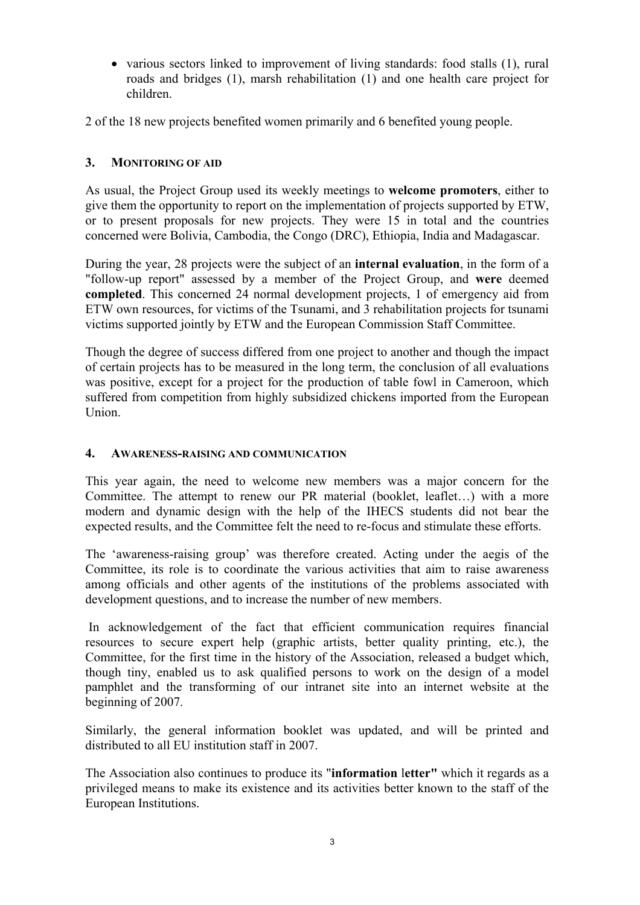- various sectors linked to improvement of living standards: food stalls (1), rural roads and bridges (1), marsh rehabilitation (1) and one health care project for children.

2 of the 18 new projects benefited women primarily and 6 benefited young people.

## 3. MONITORING OF AID

As usual, the Project Group used its weekly meetings to **welcome promoters**, either to give them the opportunity to report on the implementation of projects supported by ETW, or to present proposals for new projects. They were 15 in total and the countries concerned were Bolivia, Cambodia, the Congo (DRC), Ethiopia, India and Madagascar.

During the year, 28 projects were the subject of an **internal evaluation**, in the form of a "follow-up report" assessed by a member of the Project Group, and **were** deemed **completed**. This concerned 24 normal development projects, 1 of emergency aid from ETW own resources, for victims of the Tsunami, and 3 rehabilitation projects for tsunami victims supported jointly by ETW and the European Commission Staff Committee.

Though the degree of success differed from one project to another and though the impact of certain projects has to be measured in the long term, the conclusion of all evaluations was positive, except for a project for the production of table fowl in Cameroon, which suffered from competition from highly subsidized chickens imported from the European Union.

## 4. AWARENESS-RAISING AND COMMUNICATION

This year again, the need to welcome new members was a major concern for the Committee. The attempt to renew our PR material (booklet, leaflet…) with a more modern and dynamic design with the help of the IHECS students did not bear the expected results, and the Committee felt the need to re-focus and stimulate these efforts.

The 'awareness-raising group' was therefore created. Acting under the aegis of the Committee, its role is to coordinate the various activities that aim to raise awareness among officials and other agents of the institutions of the problems associated with development questions, and to increase the number of new members.

In acknowledgement of the fact that efficient communication requires financial resources to secure expert help (graphic artists, better quality printing, etc.), the Committee, for the first time in the history of the Association, released a budget which, though tiny, enabled us to ask qualified persons to work on the design of a model pamphlet and the transforming of our intranet site into an internet website at the beginning of 2007.

Similarly, the general information booklet was updated, and will be printed and distributed to all EU institution staff in 2007.

The Association also continues to produce its "**information** l**etter"** which it regards as a privileged means to make its existence and its activities better known to the staff of the European Institutions.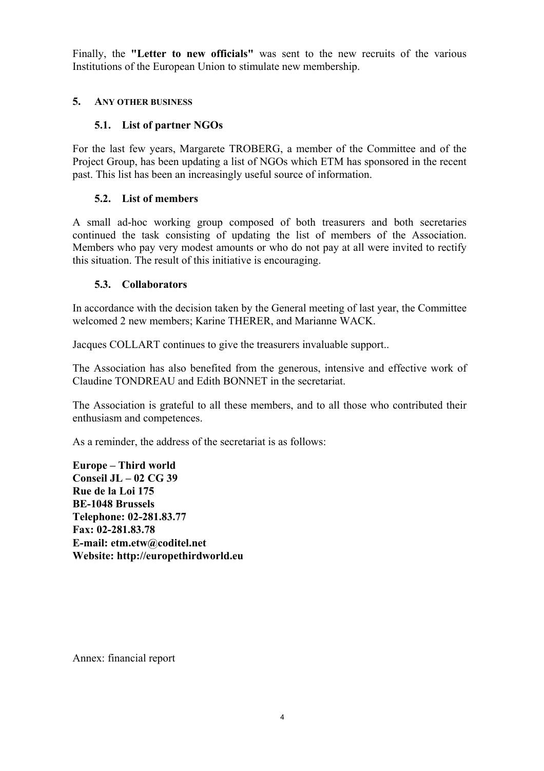Finally, the **"Letter to new officials"** was sent to the new recruits of the various Institutions of the European Union to stimulate new membership.

## 5. ANY OTHER BUSINESS

### 5.1. List of partner NGOs

For the last few years, Margarete TROBERG, a member of the Committee and of the Project Group, has been updating a list of NGOs which ETM has sponsored in the recent past. This list has been an increasingly useful source of information.

### 5.2. List of members

A small ad-hoc working group composed of both treasurers and both secretaries continued the task consisting of updating the list of members of the Association. Members who pay very modest amounts or who do not pay at all were invited to rectify this situation. The result of this initiative is encouraging.

### 5.3. Collaborators

In accordance with the decision taken by the General meeting of last year, the Committee welcomed 2 new members; Karine THERER, and Marianne WACK.

Jacques COLLART continues to give the treasurers invaluable support..

The Association has also benefited from the generous, intensive and effective work of Claudine TONDREAU and Edith BONNET in the secretariat.

The Association is grateful to all these members, and to all those who contributed their enthusiasm and competences.

As a reminder, the address of the secretariat is as follows:

**Europe – Third world**
**Conseil JL – 02 CG 39**
**Rue de la Loi 175**
**BE-1048 Brussels**
**Telephone: 02-281.83.77**
**Fax: 02-281.83.78**
**E-mail: etm.etw@coditel.net**
**Website: http://europethirdworld.eu**

Annex: financial report